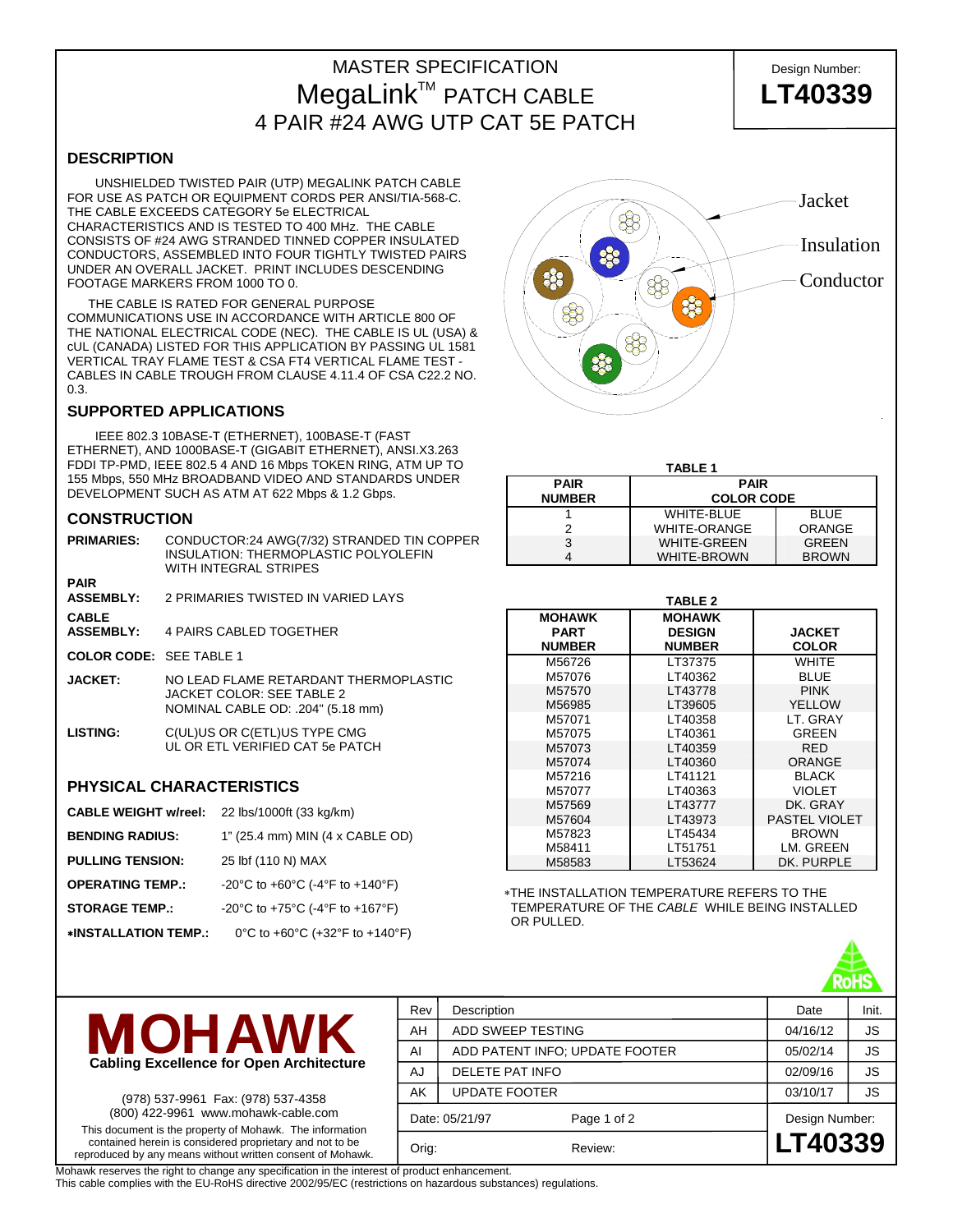# MASTER SPECIFICATION
# MegaLink™ PATCH CABLE
## 4 PAIR #24 AWG UTP CAT 5E PATCH

Design Number: **LT40339**

## DESCRIPTION

UNSHIELDED TWISTED PAIR (UTP) MEGALINK PATCH CABLE FOR USE AS PATCH OR EQUIPMENT CORDS PER ANSI/TIA-568-C. THE CABLE EXCEEDS CATEGORY 5e ELECTRICAL CHARACTERISTICS AND IS TESTED TO 400 MHz. THE CABLE CONSISTS OF #24 AWG STRANDED TINNED COPPER INSULATED CONDUCTORS, ASSEMBLED INTO FOUR TIGHTLY TWISTED PAIRS UNDER AN OVERALL JACKET. PRINT INCLUDES DESCENDING FOOTAGE MARKERS FROM 1000 TO 0.

THE CABLE IS RATED FOR GENERAL PURPOSE COMMUNICATIONS USE IN ACCORDANCE WITH ARTICLE 800 OF THE NATIONAL ELECTRICAL CODE (NEC). THE CABLE IS UL (USA) & cUL (CANADA) LISTED FOR THIS APPLICATION BY PASSING UL 1581 VERTICAL TRAY FLAME TEST & CSA FT4 VERTICAL FLAME TEST - CABLES IN CABLE TROUGH FROM CLAUSE 4.11.4 OF CSA C22.2 NO. 0.3.

Jacket

Insulation

Conductor

## SUPPORTED APPLICATIONS

IEEE 802.3 10BASE-T (ETHERNET), 100BASE-T (FAST ETHERNET), AND 1000BASE-T (GIGABIT ETHERNET), ANSI.X3.263 FDDI TP-PMD, IEEE 802.5 4 AND 16 Mbps TOKEN RING, ATM UP TO 155 Mbps, 550 MHz BROADBAND VIDEO AND STANDARDS UNDER DEVELOPMENT SUCH AS ATM AT 622 Mbps & 1.2 Gbps.

## CONSTRUCTION

**PRIMARIES:** CONDUCTOR:24 AWG(7/32) STRANDED TIN COPPER
INSULATION: THERMOPLASTIC POLYOLEFIN WITH INTEGRAL STRIPES

**PAIR ASSEMBLY:** 2 PRIMARIES TWISTED IN VARIED LAYS

**CABLE ASSEMBLY:** 4 PAIRS CABLED TOGETHER

**COLOR CODE:** SEE TABLE 1

**JACKET:** NO LEAD FLAME RETARDANT THERMOPLASTIC
JACKET COLOR: SEE TABLE 2
NOMINAL CABLE OD: .204" (5.18 mm)

**LISTING:** C(UL)US OR C(ETL)US TYPE CMG
UL OR ETL VERIFIED CAT 5e PATCH

**TABLE 1**

| PAIR NUMBER | PAIR COLOR CODE | |
|---|---|---|
| 1 | WHITE-BLUE | BLUE |
| 2 | WHITE-ORANGE | ORANGE |
| 3 | WHITE-GREEN | GREEN |
| 4 | WHITE-BROWN | BROWN |

**TABLE 2**

| MOHAWK PART NUMBER | MOHAWK DESIGN NUMBER | JACKET COLOR |
|---|---|---|
| M56726 | LT37375 | WHITE |
| M57076 | LT40362 | BLUE |
| M57570 | LT43778 | PINK |
| M56985 | LT39605 | YELLOW |
| M57071 | LT40358 | LT. GRAY |
| M57075 | LT40361 | GREEN |
| M57073 | LT40359 | RED |
| M57074 | LT40360 | ORANGE |
| M57216 | LT41121 | BLACK |
| M57077 | LT40363 | VIOLET |
| M57569 | LT43777 | DK. GRAY |
| M57604 | LT43973 | PASTEL VIOLET |
| M57823 | LT45434 | BROWN |
| M58411 | LT51751 | LM. GREEN |
| M58583 | LT53624 | DK. PURPLE |

## PHYSICAL CHARACTERISTICS

**CABLE WEIGHT w/reel:** 22 lbs/1000ft (33 kg/km)

**BENDING RADIUS:** 1" (25.4 mm) MIN (4 x CABLE OD)

**PULLING TENSION:** 25 lbf (110 N) MAX

**OPERATING TEMP.:** -20°C to +60°C (-4°F to +140°F)

**STORAGE TEMP.:** -20°C to +75°C (-4°F to +167°F)

***INSTALLATION TEMP.:** 0°C to +60°C (+32°F to +140°F)

*THE INSTALLATION TEMPERATURE REFERS TO THE TEMPERATURE OF THE *CABLE* WHILE BEING INSTALLED OR PULLED.

RoHS

**MOHAWK**
**Cabling Excellence for Open Architecture**

(978) 537-9961 Fax: (978) 537-4358
(800) 422-9961 www.mohawk-cable.com

This document is the property of Mohawk. The information contained herein is considered proprietary and not to be reproduced by any means without written consent of Mohawk.

| Rev | Description | Date | Init. |
|---|---|---|---|
| AH | ADD SWEEP TESTING | 04/16/12 | JS |
| AI | ADD PATENT INFO; UPDATE FOOTER | 05/02/14 | JS |
| AJ | DELETE PAT INFO | 02/09/16 | JS |
| AK | UPDATE FOOTER | 03/10/17 | JS |

Date: 05/21/97

Orig: Review:

Design Number: **LT40339**

Mohawk reserves the right to change any specification in the interest of product enhancement.
This cable complies with the EU-RoHS directive 2002/95/EC (restrictions on hazardous substances) regulations.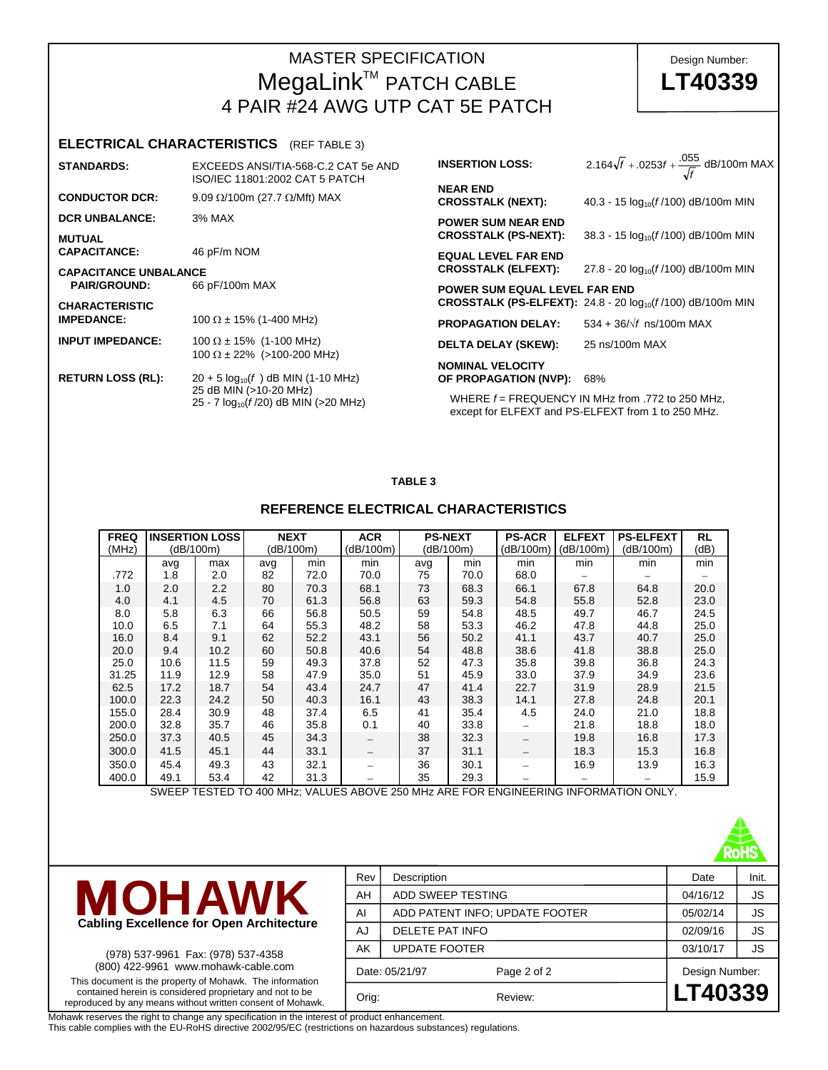# MASTER SPECIFICATION
# MegaLink™ PATCH CABLE
# 4 PAIR #24 AWG UTP CAT 5E PATCH

Design Number: **LT40339**

## ELECTRICAL CHARACTERISTICS (REF TABLE 3)

**STANDARDS:** EXCEEDS ANSI/TIA-568-C.2 CAT 5e AND ISO/IEC 11801:2002 CAT 5 PATCH

**CONDUCTOR DCR:** 9.09 Ω/100m (27.7 Ω/Mft) MAX

**DCR UNBALANCE:** 3% MAX

**MUTUAL CAPACITANCE:** 46 pF/m NOM

**CAPACITANCE UNBALANCE PAIR/GROUND:** 66 pF/100m MAX

**CHARACTERISTIC IMPEDANCE:** 100 Ω ± 15% (1-400 MHz)

**INPUT IMPEDANCE:** 100 Ω ± 15% (1-100 MHz)
100 Ω ± 22% (>100-200 MHz)

**RETURN LOSS (RL):** $20 + 5 \log_{10}(f)$ dB MIN (1-10 MHz)
25 dB MIN (>10-20 MHz)
$25 - 7 \log_{10}(f/20)$ dB MIN (>20 MHz)

**INSERTION LOSS:** $2.164\sqrt{f} + .0253f + \frac{.055}{\sqrt{f}}$ dB/100m MAX

**NEAR END CROSSTALK (NEXT):** $40.3 - 15 \log_{10}(f/100)$ dB/100m MIN

**POWER SUM NEAR END CROSSTALK (PS-NEXT):** $38.3 - 15 \log_{10}(f/100)$ dB/100m MIN

**EQUAL LEVEL FAR END CROSSTALK (ELFEXT):** $27.8 - 20 \log_{10}(f/100)$ dB/100m MIN

**POWER SUM EQUAL LEVEL FAR END CROSSTALK (PS-ELFEXT):** $24.8 - 20 \log_{10}(f/100)$ dB/100m MIN

**PROPAGATION DELAY:** $534 + 36/\sqrt{f}$ ns/100m MAX

**DELTA DELAY (SKEW):** 25 ns/100m MAX

**NOMINAL VELOCITY OF PROPAGATION (NVP):** 68%

WHERE $f$ = FREQUENCY IN MHz from .772 to 250 MHz, except for ELFEXT and PS-ELFEXT from 1 to 250 MHz.

**TABLE 3**

## REFERENCE ELECTRICAL CHARACTERISTICS

| FREQ (MHz) | INSERTION LOSS (dB/100m) | | NEXT (dB/100m) | | ACR (dB/100m) | PS-NEXT (dB/100m) | | PS-ACR (dB/100m) | ELFEXT (dB/100m) | PS-ELFEXT (dB/100m) | RL (dB) |
|---|---|---|---|---|---|---|---|---|---|---|---|
| | avg | max | avg | min | min | avg | min | min | min | min | min |
| .772 | 1.8 | 2.0 | 82 | 72.0 | 70.0 | 75 | 70.0 | 68.0 | – | – | – |
| 1.0 | 2.0 | 2.2 | 80 | 70.3 | 68.1 | 73 | 68.3 | 66.1 | 67.8 | 64.8 | 20.0 |
| 4.0 | 4.1 | 4.5 | 70 | 61.3 | 56.8 | 63 | 59.3 | 54.8 | 55.8 | 52.8 | 23.0 |
| 8.0 | 5.8 | 6.3 | 66 | 56.8 | 50.5 | 59 | 54.8 | 48.5 | 49.7 | 46.7 | 24.5 |
| 10.0 | 6.5 | 7.1 | 64 | 55.3 | 48.2 | 58 | 53.3 | 46.2 | 47.8 | 44.8 | 25.0 |
| 16.0 | 8.4 | 9.1 | 62 | 52.2 | 43.1 | 56 | 50.2 | 41.1 | 43.7 | 40.7 | 25.0 |
| 20.0 | 9.4 | 10.2 | 60 | 50.8 | 40.6 | 54 | 48.8 | 38.6 | 41.8 | 38.8 | 25.0 |
| 25.0 | 10.6 | 11.5 | 59 | 49.3 | 37.8 | 52 | 47.3 | 35.8 | 39.8 | 36.8 | 24.3 |
| 31.25 | 11.9 | 12.9 | 58 | 47.9 | 35.0 | 51 | 45.9 | 33.0 | 37.9 | 34.9 | 23.6 |
| 62.5 | 17.2 | 18.7 | 54 | 43.4 | 24.7 | 47 | 41.4 | 22.7 | 31.9 | 28.9 | 21.5 |
| 100.0 | 22.3 | 24.2 | 50 | 40.3 | 16.1 | 43 | 38.3 | 14.1 | 27.8 | 24.8 | 20.1 |
| 155.0 | 28.4 | 30.9 | 48 | 37.4 | 6.5 | 41 | 35.4 | 4.5 | 24.0 | 21.0 | 18.8 |
| 200.0 | 32.8 | 35.7 | 46 | 35.8 | 0.1 | 40 | 33.8 | – | 21.8 | 18.8 | 18.0 |
| 250.0 | 37.3 | 40.5 | 45 | 34.3 | – | 38 | 32.3 | – | 19.8 | 16.8 | 17.3 |
| 300.0 | 41.5 | 45.1 | 44 | 33.1 | – | 37 | 31.1 | – | 18.3 | 15.3 | 16.8 |
| 350.0 | 45.4 | 49.3 | 43 | 32.1 | – | 36 | 30.1 | – | 16.9 | 13.9 | 16.3 |
| 400.0 | 49.1 | 53.4 | 42 | 31.3 | – | 35 | 29.3 | – | – | – | 15.9 |

SWEEP TESTED TO 400 MHz; VALUES ABOVE 250 MHz ARE FOR ENGINEERING INFORMATION ONLY.

**MOHAWK**
**Cabling Excellence for Open Architecture**

(978) 537-9961 Fax: (978) 537-4358
(800) 422-9961 www.mohawk-cable.com

This document is the property of Mohawk. The information contained herein is considered proprietary and not to be reproduced by any means without written consent of Mohawk.

| Rev | Description | Date | Init. |
|---|---|---|---|
| AH | ADD SWEEP TESTING | 04/16/12 | JS |
| AI | ADD PATENT INFO; UPDATE FOOTER | 05/02/14 | JS |
| AJ | DELETE PAT INFO | 02/09/16 | JS |
| AK | UPDATE FOOTER | 03/10/17 | JS |

Date: 05/21/97

Orig: Review:

Design Number: **LT40339**

Mohawk reserves the right to change any specification in the interest of product enhancement.
This cable complies with the EU-RoHS directive 2002/95/EC (restrictions on hazardous substances) regulations.